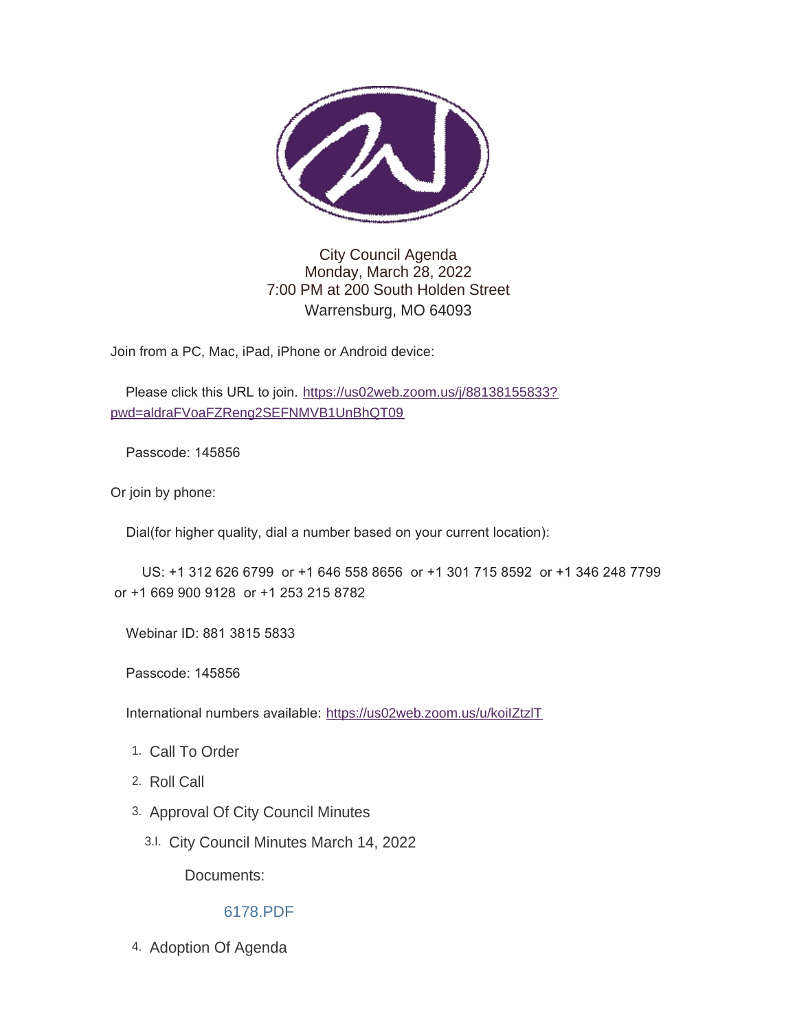City Council Agenda
Monday, March 28, 2022
7:00 PM at 200 South Holden Street
Warrensburg, MO 64093

Join from a PC, Mac, iPad, iPhone or Android device:

Please click this URL to join. https://us02web.zoom.us/j/88138155833?pwd=aldraFVoaFZReng2SEFNMVB1UnBhQT09

Passcode: 145856

Or join by phone:

Dial(for higher quality, dial a number based on your current location):

US: +1 312 626 6799 or +1 646 558 8656 or +1 301 715 8592 or +1 346 248 7799 or +1 669 900 9128 or +1 253 215 8782

Webinar ID: 881 3815 5833

Passcode: 145856

International numbers available: https://us02web.zoom.us/u/koiIZtzlT

1. Call To Order
2. Roll Call
3. Approval Of City Council Minutes
   - 3.I. City Council Minutes March 14, 2022

     Documents:

     6178.PDF
4. Adoption Of Agenda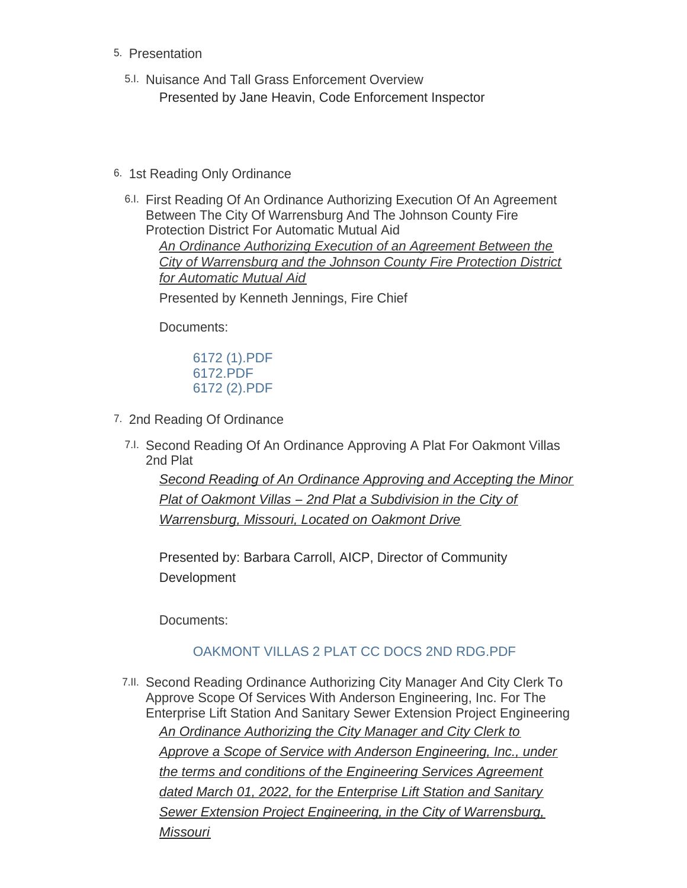5. Presentation

   5.I. Nuisance And Tall Grass Enforcement Overview

   Presented by Jane Heavin, Code Enforcement Inspector

6. 1st Reading Only Ordinance

   6.I. First Reading Of An Ordinance Authorizing Execution Of An Agreement Between The City Of Warrensburg And The Johnson County Fire Protection District For Automatic Mutual Aid

   *An Ordinance Authorizing Execution of an Agreement Between the City of Warrensburg and the Johnson County Fire Protection District for Automatic Mutual Aid*

   Presented by Kenneth Jennings, Fire Chief

   Documents:

   6172 (1).PDF
   6172.PDF
   6172 (2).PDF

7. 2nd Reading Of Ordinance

   7.I. Second Reading Of An Ordinance Approving A Plat For Oakmont Villas 2nd Plat

   *Second Reading of An Ordinance Approving and Accepting the Minor Plat of Oakmont Villas – 2nd Plat a Subdivision in the City of Warrensburg, Missouri, Located on Oakmont Drive*

   Presented by: Barbara Carroll, AICP, Director of Community Development

   Documents:

   OAKMONT VILLAS 2 PLAT CC DOCS 2ND RDG.PDF

   7.II. Second Reading Ordinance Authorizing City Manager And City Clerk To Approve Scope Of Services With Anderson Engineering, Inc. For The Enterprise Lift Station And Sanitary Sewer Extension Project Engineering

   *An Ordinance Authorizing the City Manager and City Clerk to Approve a Scope of Service with Anderson Engineering, Inc., under the terms and conditions of the Engineering Services Agreement dated March 01, 2022, for the Enterprise Lift Station and Sanitary Sewer Extension Project Engineering, in the City of Warrensburg, Missouri*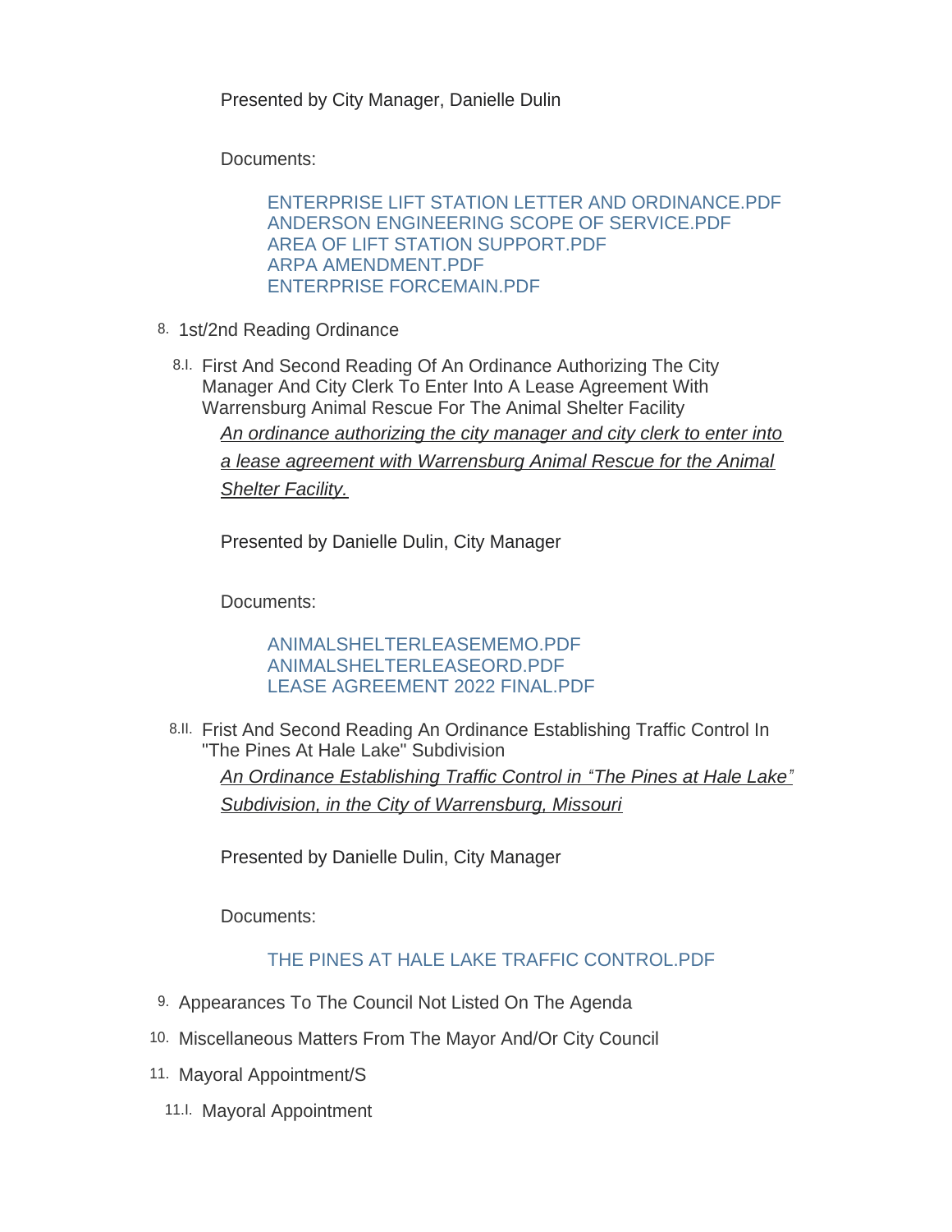Presented by City Manager, Danielle Dulin

Documents:

ENTERPRISE LIFT STATION LETTER AND ORDINANCE.PDF
ANDERSON ENGINEERING SCOPE OF SERVICE.PDF
AREA OF LIFT STATION SUPPORT.PDF
ARPA AMENDMENT.PDF
ENTERPRISE FORCEMAIN.PDF

8. 1st/2nd Reading Ordinance

8.I. First And Second Reading Of An Ordinance Authorizing The City Manager And City Clerk To Enter Into A Lease Agreement With Warrensburg Animal Rescue For The Animal Shelter Facility

*An ordinance authorizing the city manager and city clerk to enter into a lease agreement with Warrensburg Animal Rescue for the Animal Shelter Facility.*

Presented by Danielle Dulin, City Manager

Documents:

ANIMALSHELTERLEASEMEMO.PDF
ANIMALSHELTERLEASEORD.PDF
LEASE AGREEMENT 2022 FINAL.PDF

8.II. Frist And Second Reading An Ordinance Establishing Traffic Control In "The Pines At Hale Lake" Subdivision

*An Ordinance Establishing Traffic Control in "The Pines at Hale Lake" Subdivision, in the City of Warrensburg, Missouri*

Presented by Danielle Dulin, City Manager

Documents:

THE PINES AT HALE LAKE TRAFFIC CONTROL.PDF

9. Appearances To The Council Not Listed On The Agenda

10. Miscellaneous Matters From The Mayor And/Or City Council

11. Mayoral Appointment/S

11.I. Mayoral Appointment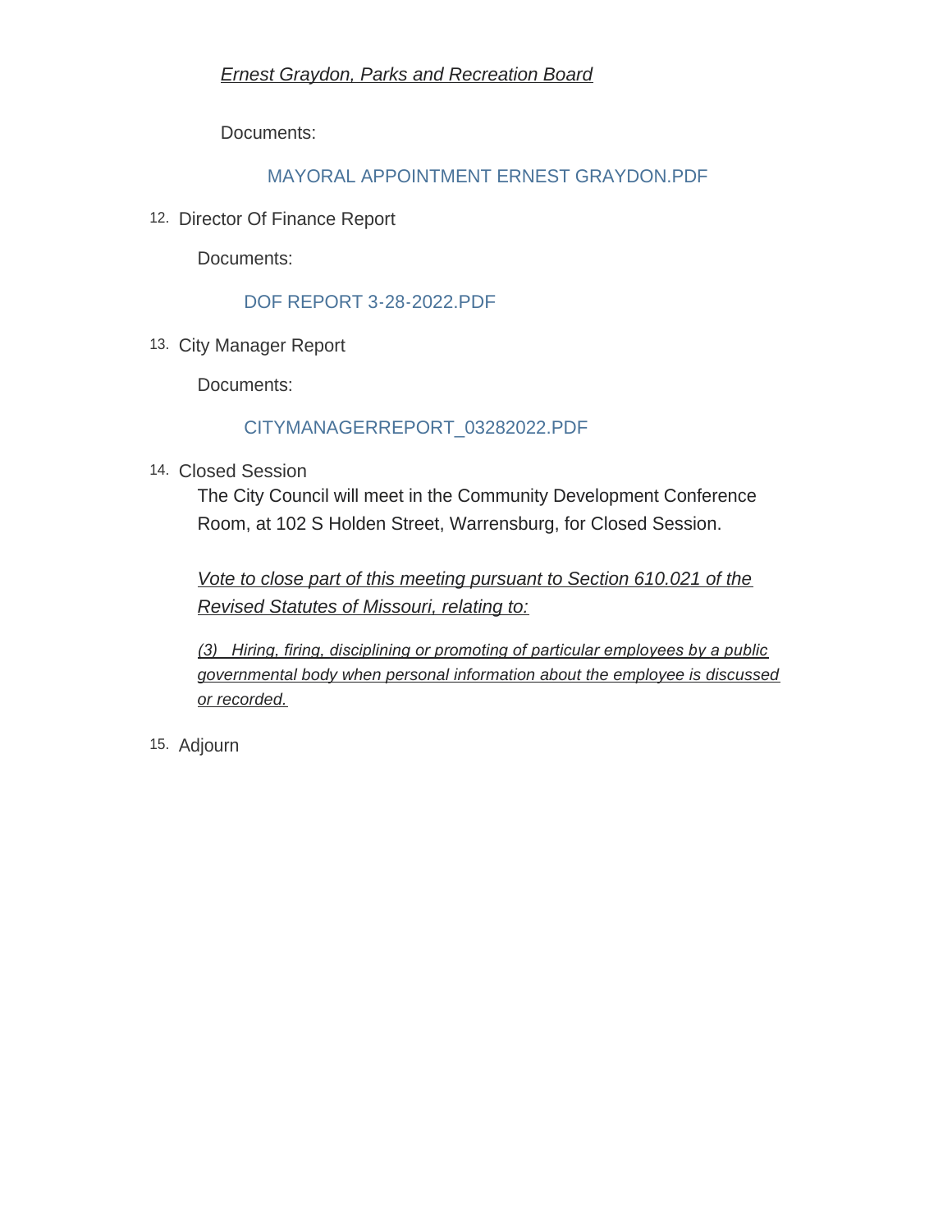*Ernest Graydon, Parks and Recreation Board*

Documents:

MAYORAL APPOINTMENT ERNEST GRAYDON.PDF

12. Director Of Finance Report

    Documents:

    DOF REPORT 3-28-2022.PDF

13. City Manager Report

    Documents:

    CITYMANAGERREPORT_03282022.PDF

14. Closed Session

    The City Council will meet in the Community Development Conference Room, at 102 S Holden Street, Warrensburg, for Closed Session.

    *Vote to close part of this meeting pursuant to Section 610.021 of the Revised Statutes of Missouri, relating to:*

    *(3) Hiring, firing, disciplining or promoting of particular employees by a public governmental body when personal information about the employee is discussed or recorded.*

15. Adjourn